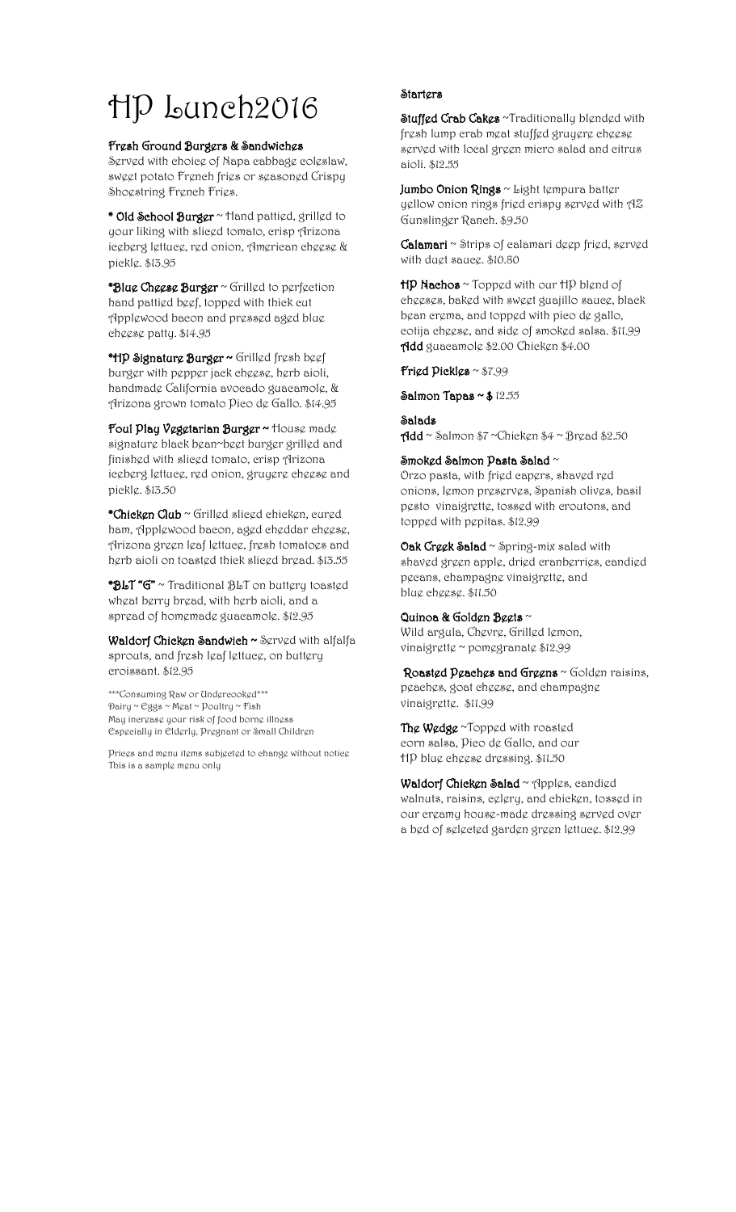# HP Lunch2016

### Fresh Ground Burgers & Sandwiches

Served with choice of Napa cabbage coleslaw, sweet potato French fries or seasoned Crispy Shoestring French Fries.

**\* Old School Burger** ~ Hand pattied, grilled to your liking with sliced tomato, crisp Arizona iceberg lettuce, red onion, American cheese & pickle. $13.95

**\*Blue Cheese Burger** ~ Grilled to perfection hand pattied beef, topped with thick cut Applewood bacon and pressed aged blue cheese patty. $14.95

**\*HP Signature Burger ~** Grilled fresh beef burger with pepper jack cheese, herb aioli, handmade California avocado guacamole, & Arizona grown tomato Pico de Gallo. $14.95

**Foul Play Vegetarian Burger ~** House made signature black bean~beet burger grilled and finished with sliced tomato, crisp Arizona iceberg lettuce, red onion, gruyere cheese and pickle. $13.50

**\*Chicken Club** ~ Grilled sliced chicken, cured ham, Applewood bacon, aged cheddar cheese, Arizona green leaf lettuce, fresh tomatoes and herb aioli on toasted thick sliced bread. $13.55

**\*BLT "G"** ~ Traditional BLT on buttery toasted wheat berry bread, with herb aioli, and a spread of homemade guacamole. $12.95

**Waldorf Chicken Sandwich ~** Served with alfalfa sprouts, and fresh leaf lettuce, on buttery croissant. $12.95

\*\*\*Consuming Raw or Undercooked\*\*\*
Dairy ~ Eggs ~ Meat ~ Poultry ~ Fish
May increase your risk of food borne illness
Especially in Elderly, Pregnant or Small Children

Prices and menu items subjected to change without notice
This is a sample menu only

### Starters

**Stuffed Crab Cakes** ~Traditionally blended with fresh lump crab meat stuffed gruyere cheese served with local green micro salad and citrus aioli. $12.55

**Jumbo Onion Rings** ~ Light tempura batter yellow onion rings fried crispy served with AZ Gunslinger Ranch. $9.50

**Calamari** ~ Strips of calamari deep fried, served with duet sauce. $10.80

**HP Nachos** ~ Topped with our HP blend of cheeses, baked with sweet guajillo sauce, black bean crema, and topped with pico de gallo, cotija cheese, and side of smoked salsa. $11.99
**Add** guacamole $2.00 Chicken $4.00

**Fried Pickles** ~ $7.99

**Salmon Tapas ~ $** 12.55

### Salads

**Add** ~ Salmon $7 ~Chicken $4 ~ Bread $2.50

**Smoked Salmon Pasta Salad** ~
Orzo pasta, with fried capers, shaved red onions, lemon preserves, Spanish olives, basil pesto vinaigrette, tossed with croutons, and topped with pepitas. $12.99

**Oak Creek Salad** ~ Spring-mix salad with shaved green apple, dried cranberries, candied pecans, champagne vinaigrette, and blue cheese. $11.50

**Quinoa & Golden Beets** ~
Wild argula, Chevre, Grilled lemon, vinaigrette ~ pomegranate $12.99

**Roasted Peaches and Greens** ~ Golden raisins, peaches, goat cheese, and champagne vinaigrette. $11.99

**The Wedge** ~Topped with roasted corn salsa, Pico de Gallo, and our HP blue cheese dressing. $11.50

**Waldorf Chicken Salad** ~ Apples, candied walnuts, raisins, celery, and chicken, tossed in our creamy house-made dressing served over a bed of selected garden green lettuce. $12.99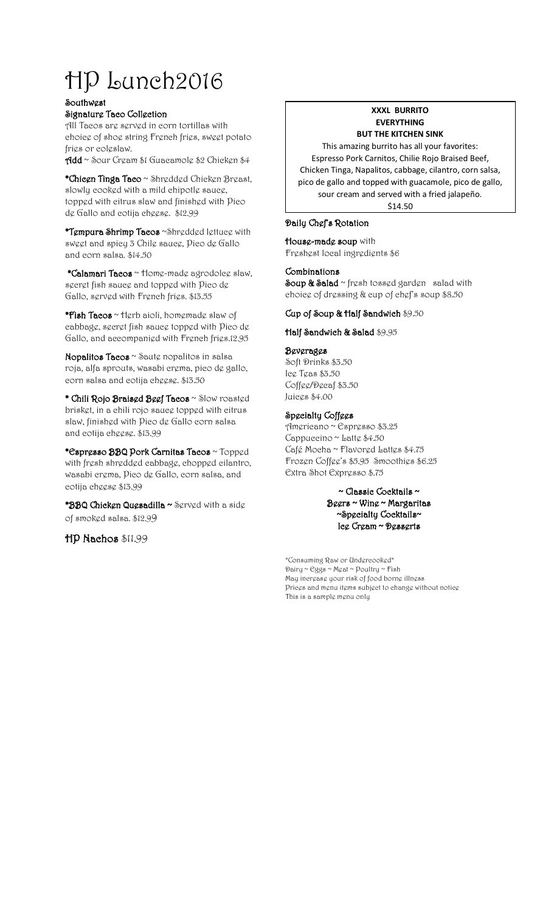# HP Lunch2016

## Southwest

### Signature Taco Collection

All Tacos are served in corn tortillas with choice of shoe string French fries, sweet potato fries or coleslaw.

**Add** ~ Sour Cream $1 Guacamole $2 Chicken $4

**\*Chicen Tinga Taco** ~ Shredded Chicken Breast, slowly cooked with a mild chipotle sauce, topped with citrus slaw and finished with Pico de Gallo and cotija cheese. $12.99

**\*Tempura Shrimp Tacos** ~Shredded lettuce with sweet and spicy 3 Chile sauce, Pico de Gallo and corn salsa. $14.50

**\*Calamari Tacos** ~ Home-made agrodolce slaw, secret fish sauce and topped with Pico de Gallo, served with French fries. $13.55

**\*Fish Tacos** ~ Herb aioli, homemade slaw of cabbage, secret fish sauce topped with Pico de Gallo, and accompanied with French fries.12.95

**Nopalitos Tacos** ~ Saute nopalitos in salsa roja, alfa sprouts, wasabi crema, pico de gallo, corn salsa and cotija cheese. $13.50

**\* Chili Rojo Braised Beef Tacos** ~ Slow roasted brisket, in a chili rojo sauce topped with citrus slaw, finished with Pico de Gallo corn salsa and cotija cheese. $13.99

**\*Espresso BBQ Pork Carnitas Tacos** ~ Topped with fresh shredded cabbage, chopped cilantro, wasabi crema, Pico de Gallo, corn salsa, and cotija cheese $13.99

**\*BBQ Chicken Quesadilla** ~ Served with a side of smoked salsa. $12.99

**HP Nachos** $11.99

**XXXL BURRITO**
**EVERYTHING**
**BUT THE KITCHEN SINK**

This amazing burrito has all your favorites: Espresso Pork Carnitos, Chilie Rojo Braised Beef, Chicken Tinga, Napalitos, cabbage, cilantro, corn salsa, pico de gallo and topped with guacamole, pico de gallo, sour cream and served with a fried jalapeño.

$14.50

### Daily Chef's Rotation

**House-made soup** with Freshest local ingredients $6

### Combinations

**Soup & Salad** ~ fresh tossed garden salad with choice of dressing & cup of chef's soup $8.50

**Cup of Soup & Half Sandwich** $9.50

**Half Sandwich & Salad** $9.95

### Beverages

Soft Drinks $3.50
Ice Teas $3.50
Coffee/Decaf $3.50
Juices $4.00

### Specialty Coffees

Americano ~ Espresso $3.25
Cappuccino ~ Latte $4.50
Café Mocha ~ Flavored Lattes $4.75
Frozen Coffee's $5.95 Smoothies $6.25
Extra Shot Expresso $.75

**~ Classic Cocktails ~**
**Beers ~ Wine ~ Margaritas**
**~Specialty Cocktails~**
**Ice Cream ~ Desserts**

\*Consuming Raw or Undercooked\*
Dairy ~ Eggs ~ Meat ~ Poultry ~ Fish
May increase your risk of food borne illness
Prices and menu items subject to change without notice
This is a sample menu only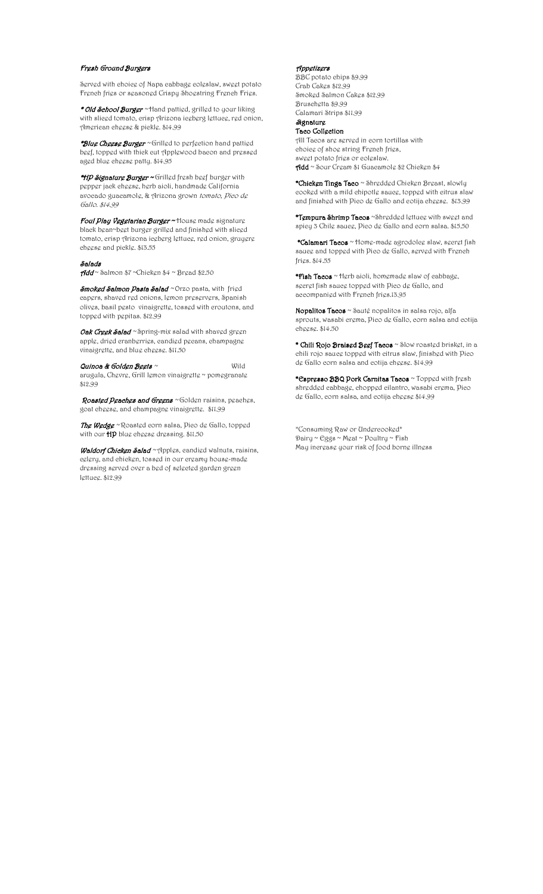### *Fresh Ground Burgers*

Served with choice of Napa cabbage coleslaw, sweet potato French fries or seasoned Crispy Shoestring French Fries.

***\* Old School Burger*** ~ Hand pattied, grilled to your liking with sliced tomato, crisp Arizona iceberg lettuce, red onion, American cheese & pickle. $14.99

***\*Blue Cheese Burger*** ~ Grilled to perfection hand pattied beef, topped with thick cut Applewood bacon and pressed aged blue cheese patty. $14.95

***\*HP Signature Burger*** ~ Grilled fresh beef burger with pepper jack cheese, herb aioli, handmade California avocado guacamole, & Arizona grown *tomato, Pico de Gallo. $14.99*

***Foul Play Vegetarian Burger*** ~ House made signature black bean~beet burger grilled and finished with sliced tomato, crisp Arizona iceberg lettuce, red onion, gruyere cheese and pickle. $13.55

### *Salads*

***Add*** ~ Salmon $7 ~Chicken $4 ~ Bread $2.50

***Smoked Salmon Pasta Salad*** ~ Orzo pasta, with fried capers, shaved red onions, lemon preservers, Spanish olives, basil pesto vinaigrette, tossed with croutons, and topped with pepitas. $12.99

***Oak Creek Salad*** ~ Spring-mix salad with shaved green apple, dried cranberries, candied pecans, champagne vinaigrette, and blue cheese. $11.50

***Quinoa & Golden Beets*** ~ Wild arugula, Chevre, Grill lemon vinaigrette ~ pomegranate $12.99

***Roasted Peaches and Greens*** ~ Golden raisins, peaches, goat cheese, and champagne vinaigrette. $11.99

***The Wedge*** ~ Roasted corn salsa, Pico de Gallo, topped with our **HP** blue cheese dressing. $11.50

***Waldorf Chicken Salad*** ~ Apples, candied walnuts, raisins, celery, and chicken, tossed in our creamy house-made dressing served over a bed of selected garden green lettuce. $12.99

### *Appetizers*

BBC potato chips $9.99
Crab Cakes $12.99
Smoked Salmon Cakes $12.99
Bruschetta $9.99
Calamari Strips $11.99

### Signature Taco Collection

All Tacos are served in corn tortillas with choice of shoe string French fries, sweet potato fries or coleslaw.
**Add** ~ Sour Cream $1 Guacamole $2 Chicken $4

**\*Chicken Tinga Taco** ~ Shredded Chicken Breast, slowly cooked with a mild chipotle sauce, topped with citrus slaw and finished with Pico de Gallo and cotija cheese. $13.99

**\*Tempura Shrimp Tacos** ~Shredded lettuce with sweet and spicy 3 Chile sauce, Pico de Gallo and corn salsa. $15.50

**\*Calamari Tacos** ~ Home-made agrodolce slaw, secret fish sauce and topped with Pico de Gallo, served with French fries. $14.55

**\*Fish Tacos** ~ Herb aioli, homemade slaw of cabbage, secret fish sauce topped with Pico de Gallo, and accompanied with French fries.13.95

**Nopalitos Tacos** ~ Sauté nopalitos in salsa rojo, alfa sprouts, wasabi crema, Pico de Gallo, corn salsa and cotija cheese. $14.50

**\* Chili Rojo Braised Beef Tacos** ~ Slow roasted brisket, in a chili rojo sauce topped with citrus slaw, finished with Pico de Gallo corn salsa and cotija cheese. $14.99

**\*Espresso BBQ Pork Carnitas Tacos** ~ Topped with fresh shredded cabbage, chopped cilantro, wasabi crema, Pico de Gallo, corn salsa, and cotija cheese $14.99

\*Consuming Raw or Undercooked\*
Dairy ~ Eggs ~ Meat ~ Poultry ~ Fish
May increase your risk of food borne illness